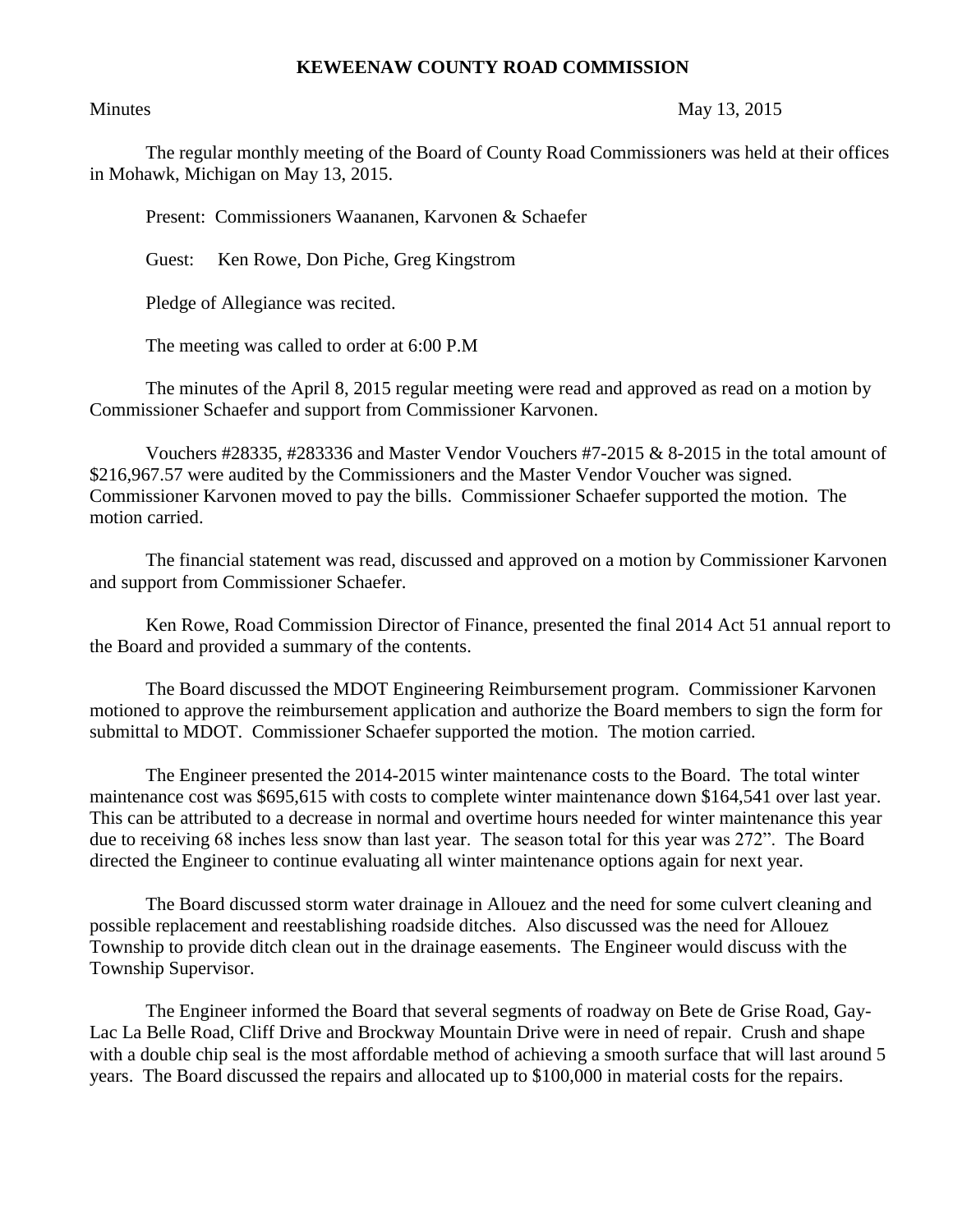# KEWEENAW COUNTY ROAD COMMISSION

Minutes May 13, 2015

The regular monthly meeting of the Board of County Road Commissioners was held at their offices in Mohawk, Michigan on May 13, 2015.

Present: Commissioners Waananen, Karvonen & Schaefer

Guest: Ken Rowe, Don Piche, Greg Kingstrom

Pledge of Allegiance was recited.

The meeting was called to order at 6:00 P.M

The minutes of the April 8, 2015 regular meeting were read and approved as read on a motion by Commissioner Schaefer and support from Commissioner Karvonen.

Vouchers #28335, #283336 and Master Vendor Vouchers #7-2015 & 8-2015 in the total amount of $216,967.57 were audited by the Commissioners and the Master Vendor Voucher was signed. Commissioner Karvonen moved to pay the bills. Commissioner Schaefer supported the motion. The motion carried.

The financial statement was read, discussed and approved on a motion by Commissioner Karvonen and support from Commissioner Schaefer.

Ken Rowe, Road Commission Director of Finance, presented the final 2014 Act 51 annual report to the Board and provided a summary of the contents.

The Board discussed the MDOT Engineering Reimbursement program. Commissioner Karvonen motioned to approve the reimbursement application and authorize the Board members to sign the form for submittal to MDOT. Commissioner Schaefer supported the motion. The motion carried.

The Engineer presented the 2014-2015 winter maintenance costs to the Board. The total winter maintenance cost was $695,615 with costs to complete winter maintenance down $164,541 over last year. This can be attributed to a decrease in normal and overtime hours needed for winter maintenance this year due to receiving 68 inches less snow than last year. The season total for this year was 272". The Board directed the Engineer to continue evaluating all winter maintenance options again for next year.

The Board discussed storm water drainage in Allouez and the need for some culvert cleaning and possible replacement and reestablishing roadside ditches. Also discussed was the need for Allouez Township to provide ditch clean out in the drainage easements. The Engineer would discuss with the Township Supervisor.

The Engineer informed the Board that several segments of roadway on Bete de Grise Road, Gay-Lac La Belle Road, Cliff Drive and Brockway Mountain Drive were in need of repair. Crush and shape with a double chip seal is the most affordable method of achieving a smooth surface that will last around 5 years. The Board discussed the repairs and allocated up to $100,000 in material costs for the repairs.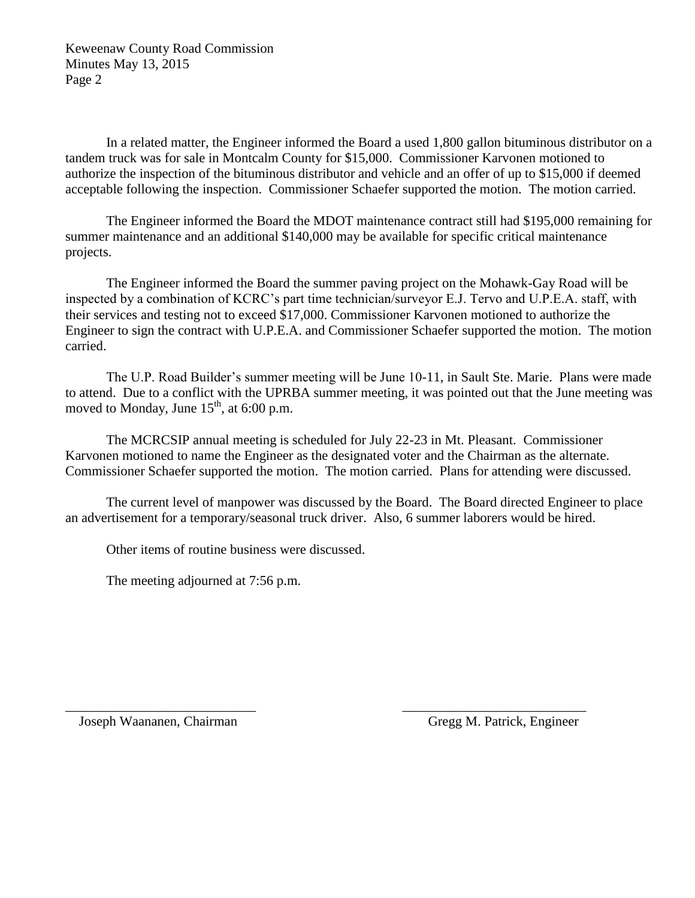In a related matter, the Engineer informed the Board a used 1,800 gallon bituminous distributor on a tandem truck was for sale in Montcalm County for $15,000. Commissioner Karvonen motioned to authorize the inspection of the bituminous distributor and vehicle and an offer of up to $15,000 if deemed acceptable following the inspection. Commissioner Schaefer supported the motion. The motion carried.

The Engineer informed the Board the MDOT maintenance contract still had $195,000 remaining for summer maintenance and an additional $140,000 may be available for specific critical maintenance projects.

The Engineer informed the Board the summer paving project on the Mohawk-Gay Road will be inspected by a combination of KCRC's part time technician/surveyor E.J. Tervo and U.P.E.A. staff, with their services and testing not to exceed $17,000. Commissioner Karvonen motioned to authorize the Engineer to sign the contract with U.P.E.A. and Commissioner Schaefer supported the motion. The motion carried.

The U.P. Road Builder's summer meeting will be June 10-11, in Sault Ste. Marie. Plans were made to attend. Due to a conflict with the UPRBA summer meeting, it was pointed out that the June meeting was moved to Monday, June 15th, at 6:00 p.m.

The MCRCSIP annual meeting is scheduled for July 22-23 in Mt. Pleasant. Commissioner Karvonen motioned to name the Engineer as the designated voter and the Chairman as the alternate. Commissioner Schaefer supported the motion. The motion carried. Plans for attending were discussed.

The current level of manpower was discussed by the Board. The Board directed Engineer to place an advertisement for a temporary/seasonal truck driver. Also, 6 summer laborers would be hired.

Other items of routine business were discussed.

The meeting adjourned at 7:56 p.m.

\_\_\_\_\_\_\_\_\_\_\_\_\_\_\_\_\_\_\_\_\_\_\_\_\_\_\_\_
Joseph Waananen, Chairman

\_\_\_\_\_\_\_\_\_\_\_\_\_\_\_\_\_\_\_\_\_\_\_\_\_\_\_\_
Gregg M. Patrick, Engineer